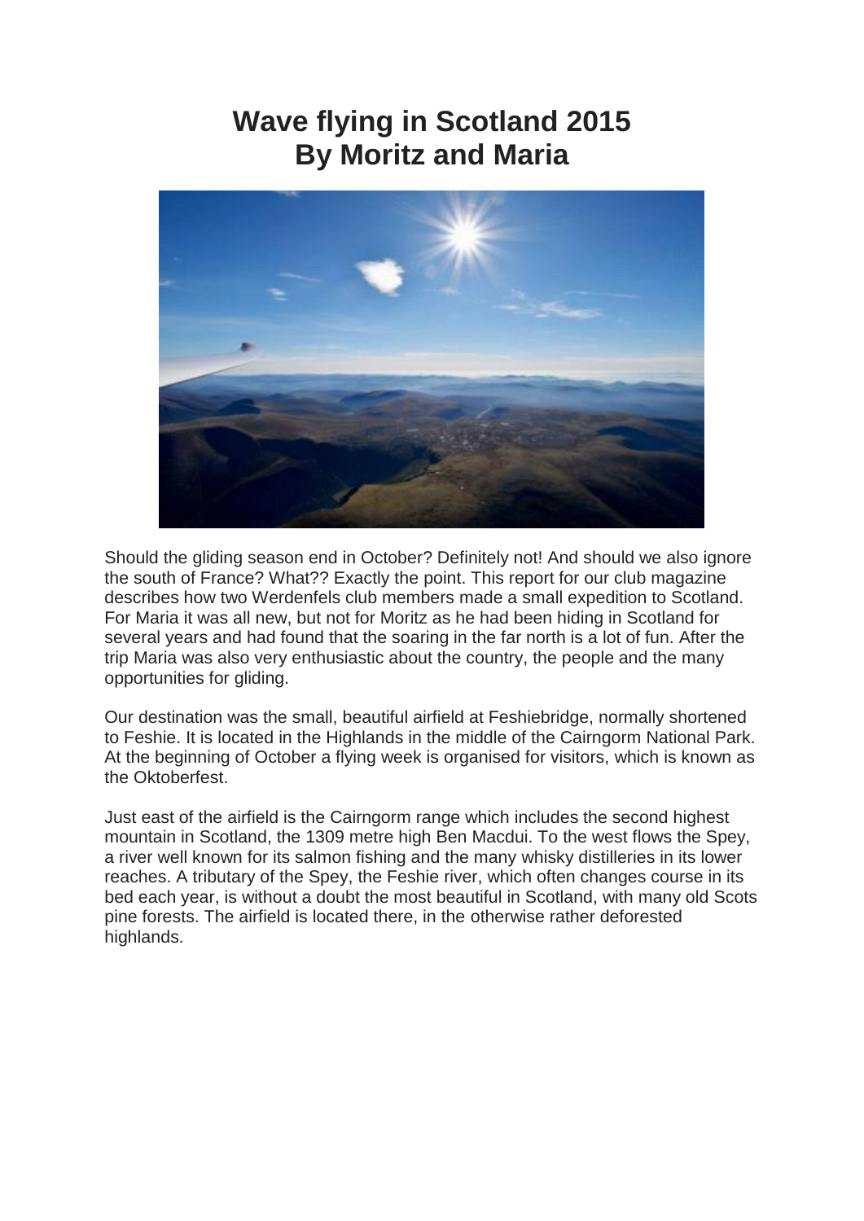# Wave flying in Scotland 2015
# By Moritz and Maria

Should the gliding season end in October? Definitely not! And should we also ignore the south of France? What?? Exactly the point. This report for our club magazine describes how two Werdenfels club members made a small expedition to Scotland. For Maria it was all new, but not for Moritz as he had been hiding in Scotland for several years and had found that the soaring in the far north is a lot of fun. After the trip Maria was also very enthusiastic about the country, the people and the many opportunities for gliding.

Our destination was the small, beautiful airfield at Feshiebridge, normally shortened to Feshie. It is located in the Highlands in the middle of the Cairngorm National Park. At the beginning of October a flying week is organised for visitors, which is known as the Oktoberfest.

Just east of the airfield is the Cairngorm range which includes the second highest mountain in Scotland, the 1309 metre high Ben Macdui. To the west flows the Spey, a river well known for its salmon fishing and the many whisky distilleries in its lower reaches. A tributary of the Spey, the Feshie river, which often changes course in its bed each year, is without a doubt the most beautiful in Scotland, with many old Scots pine forests. The airfield is located there, in the otherwise rather deforested highlands.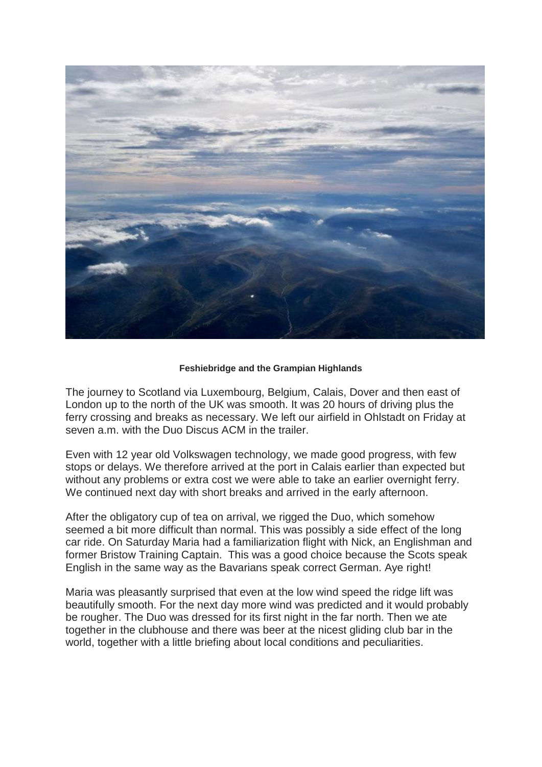**Feshiebridge and the Grampian Highlands**

The journey to Scotland via Luxembourg, Belgium, Calais, Dover and then east of London up to the north of the UK was smooth. It was 20 hours of driving plus the ferry crossing and breaks as necessary. We left our airfield in Ohlstadt on Friday at seven a.m. with the Duo Discus ACM in the trailer.

Even with 12 year old Volkswagen technology, we made good progress, with few stops or delays. We therefore arrived at the port in Calais earlier than expected but without any problems or extra cost we were able to take an earlier overnight ferry. We continued next day with short breaks and arrived in the early afternoon.

After the obligatory cup of tea on arrival, we rigged the Duo, which somehow seemed a bit more difficult than normal. This was possibly a side effect of the long car ride. On Saturday Maria had a familiarization flight with Nick, an Englishman and former Bristow Training Captain. This was a good choice because the Scots speak English in the same way as the Bavarians speak correct German. Aye right!

Maria was pleasantly surprised that even at the low wind speed the ridge lift was beautifully smooth. For the next day more wind was predicted and it would probably be rougher. The Duo was dressed for its first night in the far north. Then we ate together in the clubhouse and there was beer at the nicest gliding club bar in the world, together with a little briefing about local conditions and peculiarities.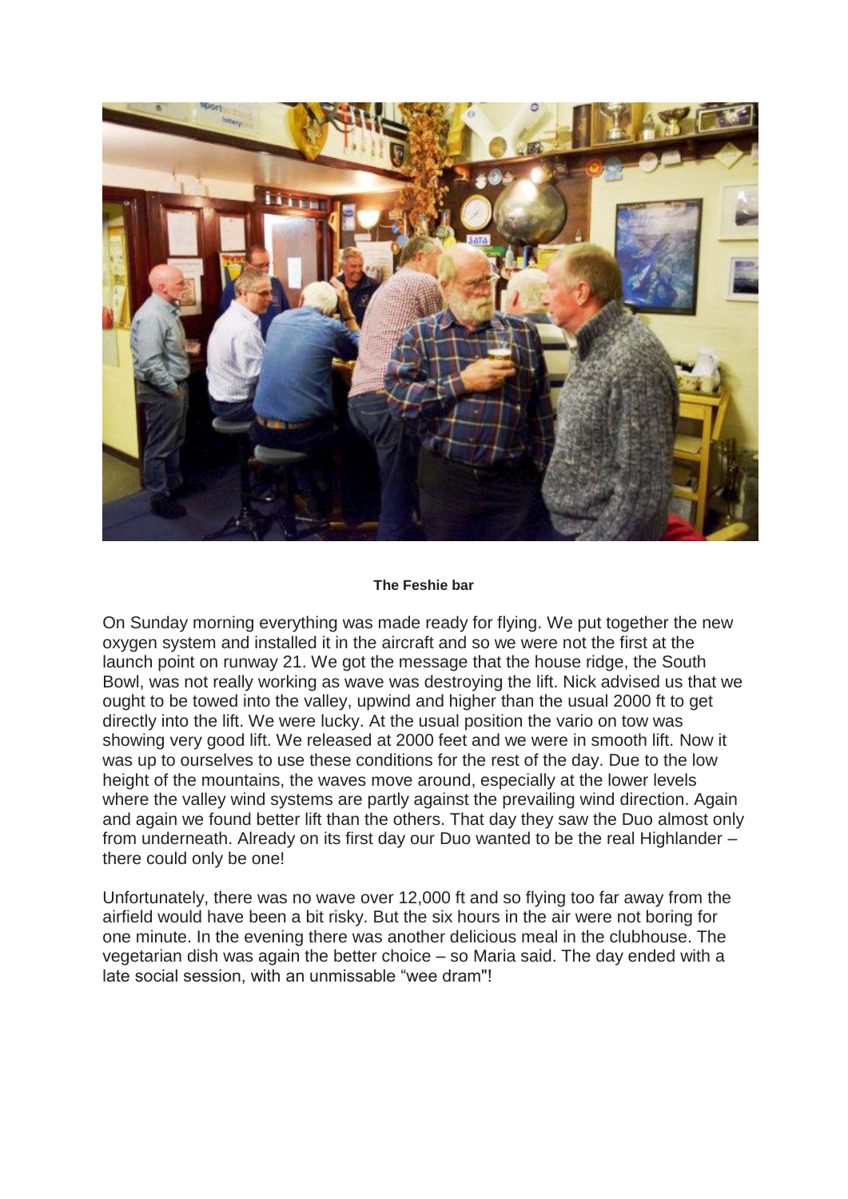**The Feshie bar**

On Sunday morning everything was made ready for flying. We put together the new oxygen system and installed it in the aircraft and so we were not the first at the launch point on runway 21. We got the message that the house ridge, the South Bowl, was not really working as wave was destroying the lift. Nick advised us that we ought to be towed into the valley, upwind and higher than the usual 2000 ft to get directly into the lift. We were lucky. At the usual position the vario on tow was showing very good lift. We released at 2000 feet and we were in smooth lift. Now it was up to ourselves to use these conditions for the rest of the day. Due to the low height of the mountains, the waves move around, especially at the lower levels where the valley wind systems are partly against the prevailing wind direction. Again and again we found better lift than the others. That day they saw the Duo almost only from underneath. Already on its first day our Duo wanted to be the real Highlander – there could only be one!

Unfortunately, there was no wave over 12,000 ft and so flying too far away from the airfield would have been a bit risky. But the six hours in the air were not boring for one minute. In the evening there was another delicious meal in the clubhouse. The vegetarian dish was again the better choice – so Maria said. The day ended with a late social session, with an unmissable "wee dram"!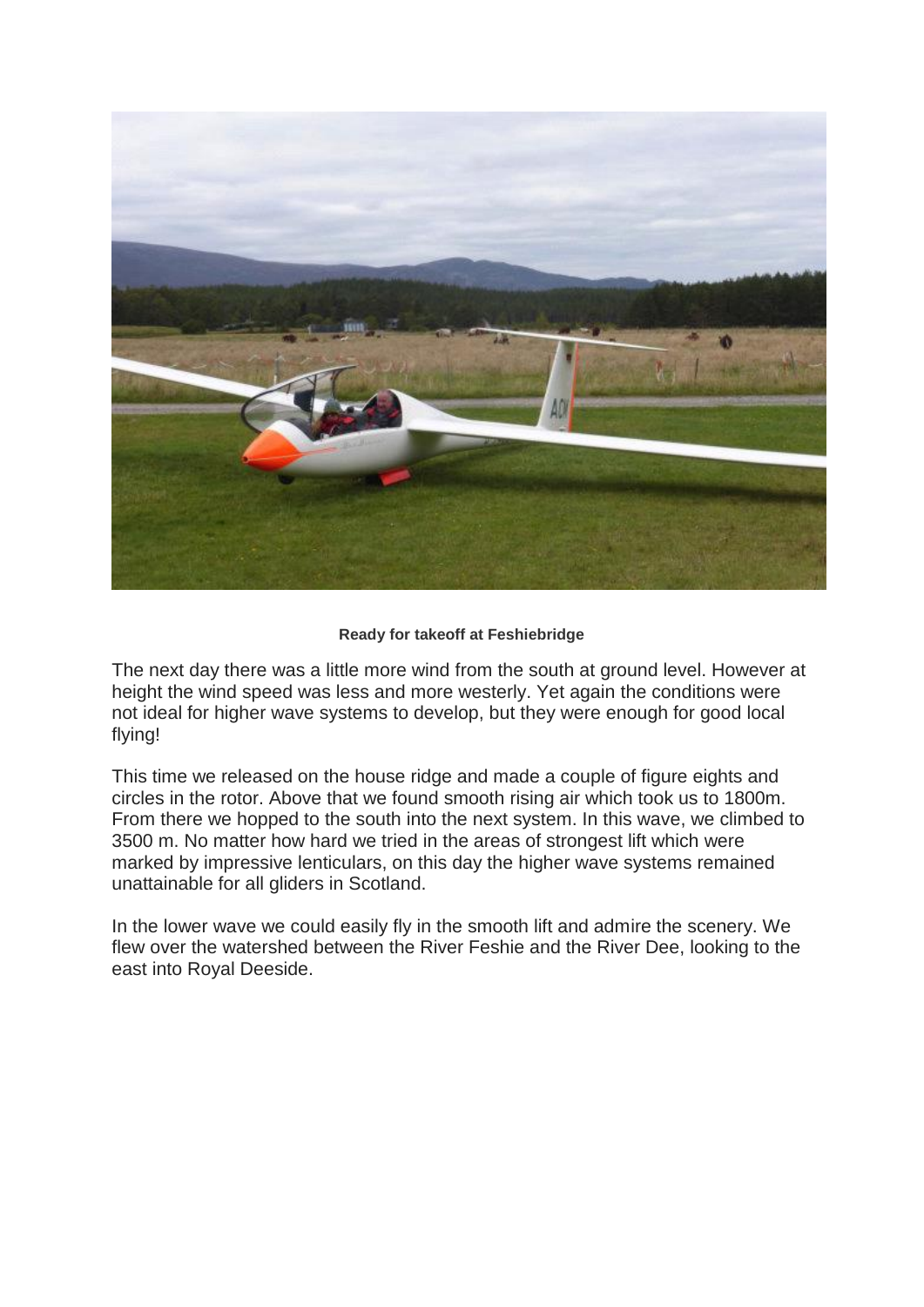**Ready for takeoff at Feshiebridge**

The next day there was a little more wind from the south at ground level. However at height the wind speed was less and more westerly. Yet again the conditions were not ideal for higher wave systems to develop, but they were enough for good local flying!

This time we released on the house ridge and made a couple of figure eights and circles in the rotor. Above that we found smooth rising air which took us to 1800m. From there we hopped to the south into the next system. In this wave, we climbed to 3500 m. No matter how hard we tried in the areas of strongest lift which were marked by impressive lenticulars, on this day the higher wave systems remained unattainable for all gliders in Scotland.

In the lower wave we could easily fly in the smooth lift and admire the scenery. We flew over the watershed between the River Feshie and the River Dee, looking to the east into Royal Deeside.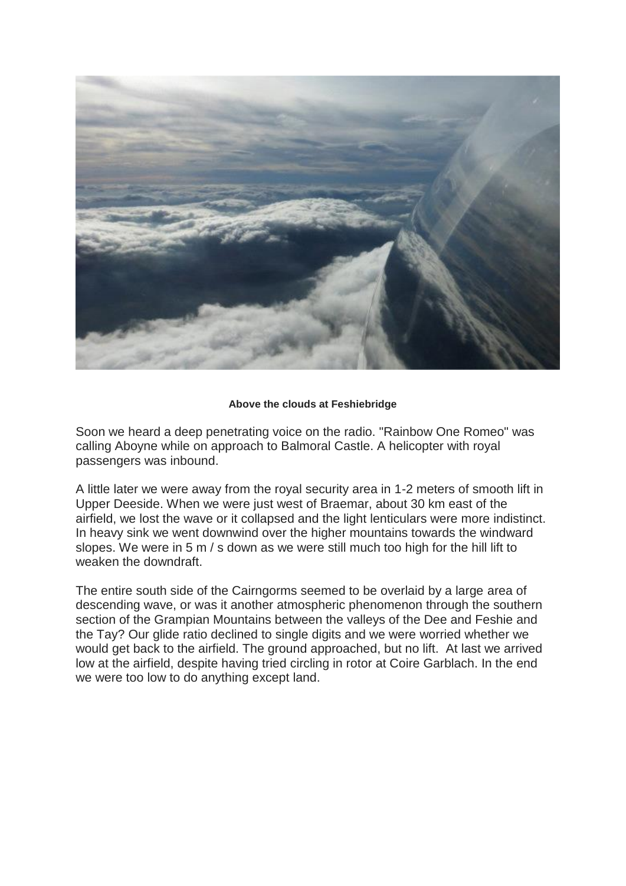**Above the clouds at Feshiebridge**

Soon we heard a deep penetrating voice on the radio. "Rainbow One Romeo" was calling Aboyne while on approach to Balmoral Castle. A helicopter with royal passengers was inbound.

A little later we were away from the royal security area in 1-2 meters of smooth lift in Upper Deeside. When we were just west of Braemar, about 30 km east of the airfield, we lost the wave or it collapsed and the light lenticulars were more indistinct. In heavy sink we went downwind over the higher mountains towards the windward slopes. We were in 5 m / s down as we were still much too high for the hill lift to weaken the downdraft.

The entire south side of the Cairngorms seemed to be overlaid by a large area of descending wave, or was it another atmospheric phenomenon through the southern section of the Grampian Mountains between the valleys of the Dee and Feshie and the Tay? Our glide ratio declined to single digits and we were worried whether we would get back to the airfield. The ground approached, but no lift. At last we arrived low at the airfield, despite having tried circling in rotor at Coire Garblach. In the end we were too low to do anything except land.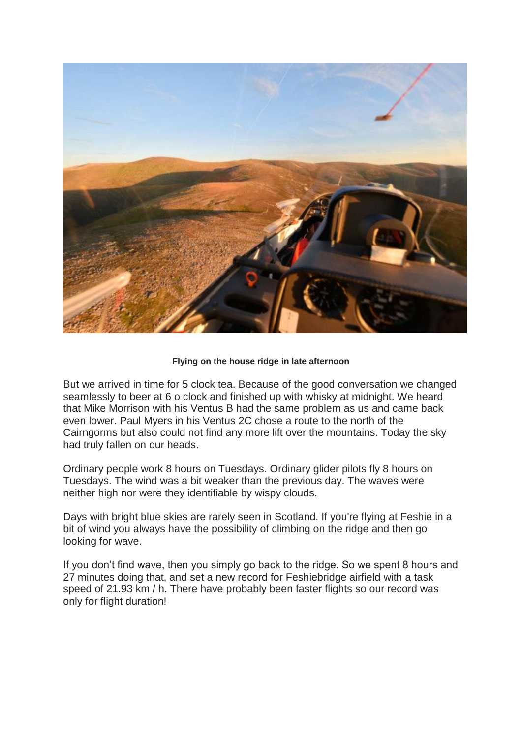**Flying on the house ridge in late afternoon**

But we arrived in time for 5 clock tea. Because of the good conversation we changed seamlessly to beer at 6 o clock and finished up with whisky at midnight. We heard that Mike Morrison with his Ventus B had the same problem as us and came back even lower. Paul Myers in his Ventus 2C chose a route to the north of the Cairngorms but also could not find any more lift over the mountains. Today the sky had truly fallen on our heads.

Ordinary people work 8 hours on Tuesdays. Ordinary glider pilots fly 8 hours on Tuesdays. The wind was a bit weaker than the previous day. The waves were neither high nor were they identifiable by wispy clouds.

Days with bright blue skies are rarely seen in Scotland. If you're flying at Feshie in a bit of wind you always have the possibility of climbing on the ridge and then go looking for wave.

If you don't find wave, then you simply go back to the ridge. So we spent 8 hours and 27 minutes doing that, and set a new record for Feshiebridge airfield with a task speed of 21.93 km / h. There have probably been faster flights so our record was only for flight duration!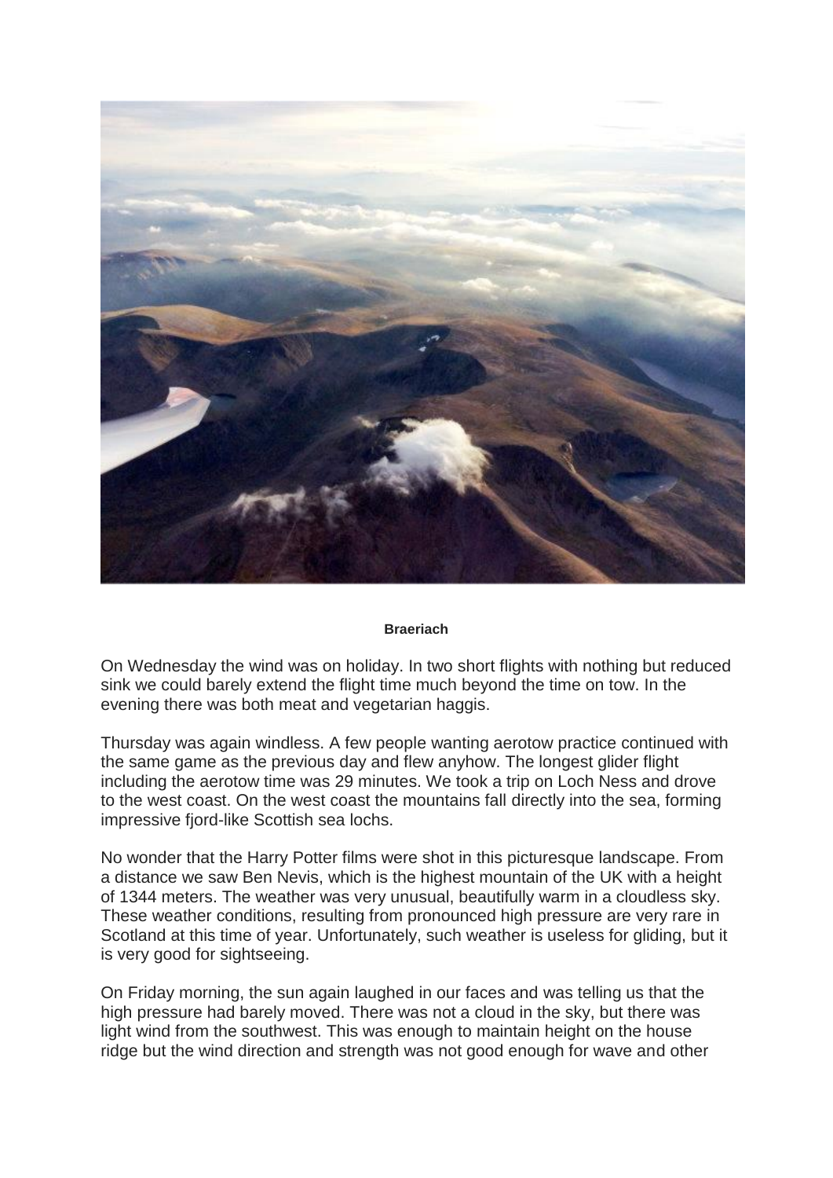**Braeriach**

On Wednesday the wind was on holiday. In two short flights with nothing but reduced sink we could barely extend the flight time much beyond the time on tow. In the evening there was both meat and vegetarian haggis.

Thursday was again windless. A few people wanting aerotow practice continued with the same game as the previous day and flew anyhow. The longest glider flight including the aerotow time was 29 minutes. We took a trip on Loch Ness and drove to the west coast. On the west coast the mountains fall directly into the sea, forming impressive fjord-like Scottish sea lochs.

No wonder that the Harry Potter films were shot in this picturesque landscape. From a distance we saw Ben Nevis, which is the highest mountain of the UK with a height of 1344 meters. The weather was very unusual, beautifully warm in a cloudless sky. These weather conditions, resulting from pronounced high pressure are very rare in Scotland at this time of year. Unfortunately, such weather is useless for gliding, but it is very good for sightseeing.

On Friday morning, the sun again laughed in our faces and was telling us that the high pressure had barely moved. There was not a cloud in the sky, but there was light wind from the southwest. This was enough to maintain height on the house ridge but the wind direction and strength was not good enough for wave and other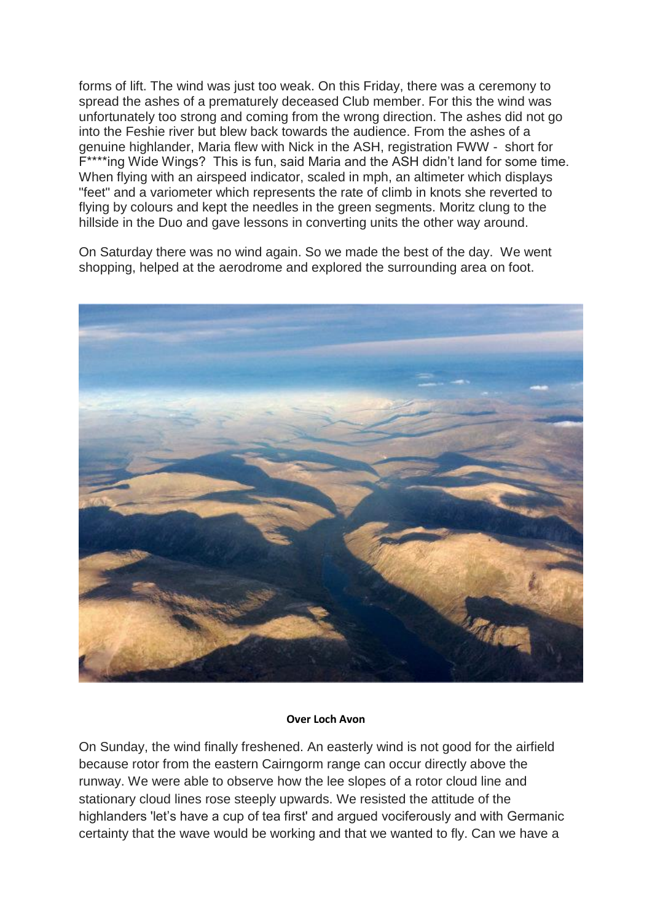forms of lift. The wind was just too weak. On this Friday, there was a ceremony to spread the ashes of a prematurely deceased Club member. For this the wind was unfortunately too strong and coming from the wrong direction. The ashes did not go into the Feshie river but blew back towards the audience. From the ashes of a genuine highlander, Maria flew with Nick in the ASH, registration FWW - short for F****ing Wide Wings? This is fun, said Maria and the ASH didn't land for some time. When flying with an airspeed indicator, scaled in mph, an altimeter which displays "feet" and a variometer which represents the rate of climb in knots she reverted to flying by colours and kept the needles in the green segments. Moritz clung to the hillside in the Duo and gave lessons in converting units the other way around.

On Saturday there was no wind again. So we made the best of the day. We went shopping, helped at the aerodrome and explored the surrounding area on foot.

**Over Loch Avon**

On Sunday, the wind finally freshened. An easterly wind is not good for the airfield because rotor from the eastern Cairngorm range can occur directly above the runway. We were able to observe how the lee slopes of a rotor cloud line and stationary cloud lines rose steeply upwards. We resisted the attitude of the highlanders 'let's have a cup of tea first' and argued vociferously and with Germanic certainty that the wave would be working and that we wanted to fly. Can we have a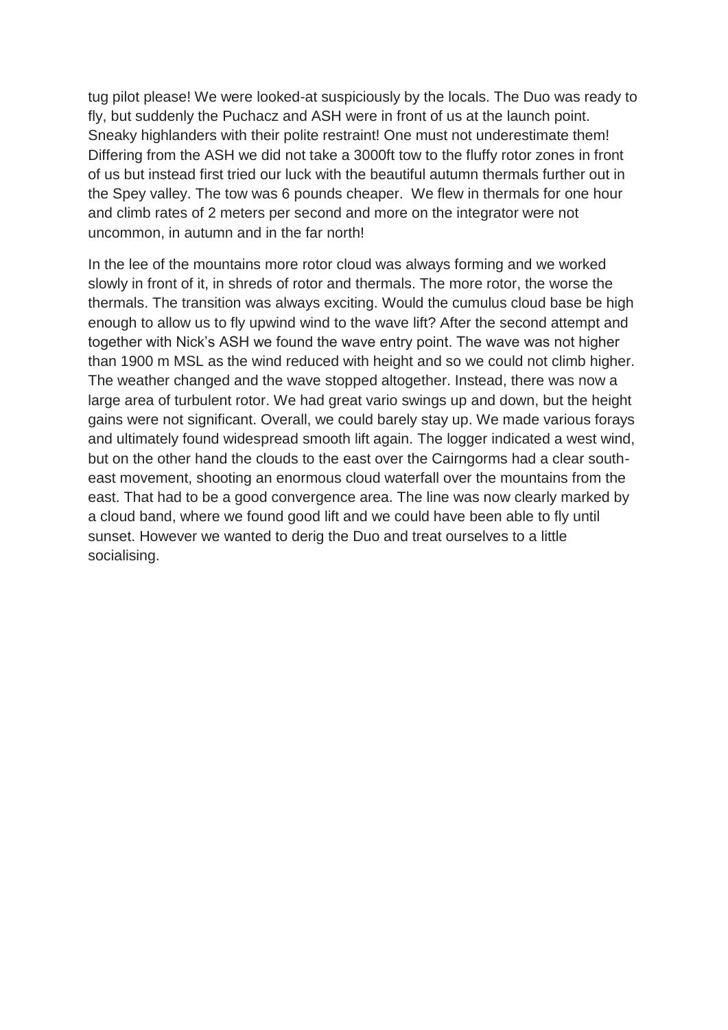tug pilot please! We were looked-at suspiciously by the locals. The Duo was ready to fly, but suddenly the Puchacz and ASH were in front of us at the launch point. Sneaky highlanders with their polite restraint! One must not underestimate them! Differing from the ASH we did not take a 3000ft tow to the fluffy rotor zones in front of us but instead first tried our luck with the beautiful autumn thermals further out in the Spey valley. The tow was 6 pounds cheaper.  We flew in thermals for one hour and climb rates of 2 meters per second and more on the integrator were not uncommon, in autumn and in the far north!

In the lee of the mountains more rotor cloud was always forming and we worked slowly in front of it, in shreds of rotor and thermals. The more rotor, the worse the thermals. The transition was always exciting. Would the cumulus cloud base be high enough to allow us to fly upwind wind to the wave lift? After the second attempt and together with Nick's ASH we found the wave entry point. The wave was not higher than 1900 m MSL as the wind reduced with height and so we could not climb higher. The weather changed and the wave stopped altogether. Instead, there was now a large area of turbulent rotor. We had great vario swings up and down, but the height gains were not significant. Overall, we could barely stay up. We made various forays and ultimately found widespread smooth lift again. The logger indicated a west wind, but on the other hand the clouds to the east over the Cairngorms had a clear south-east movement, shooting an enormous cloud waterfall over the mountains from the east. That had to be a good convergence area. The line was now clearly marked by a cloud band, where we found good lift and we could have been able to fly until sunset. However we wanted to derig the Duo and treat ourselves to a little socialising.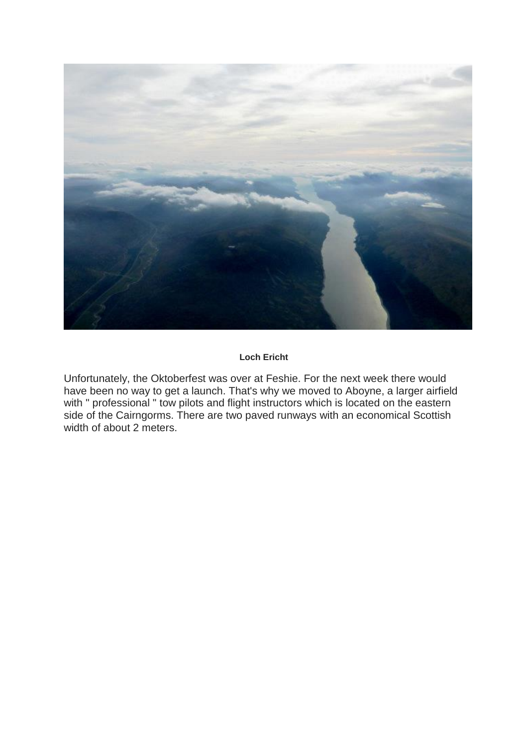**Loch Ericht**

Unfortunately, the Oktoberfest was over at Feshie. For the next week there would have been no way to get a launch. That's why we moved to Aboyne, a larger airfield with " professional " tow pilots and flight instructors which is located on the eastern side of the Cairngorms. There are two paved runways with an economical Scottish width of about 2 meters.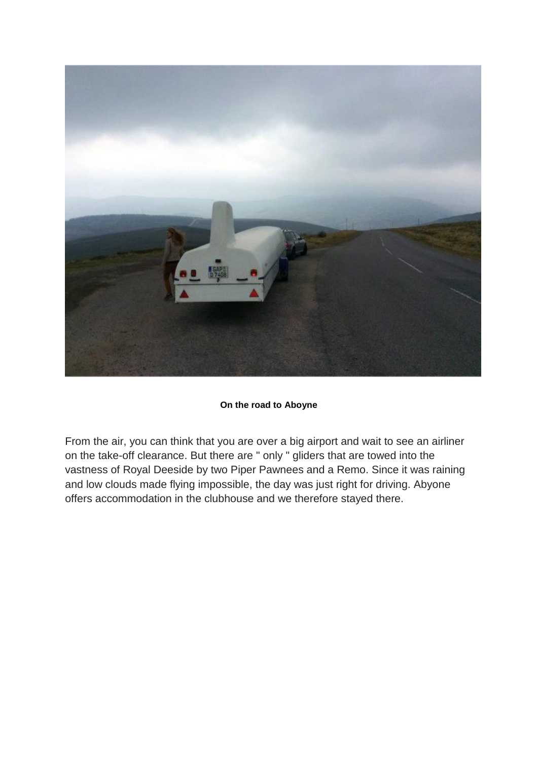**On the road to Aboyne**

From the air, you can think that you are over a big airport and wait to see an airliner on the take-off clearance. But there are " only " gliders that are towed into the vastness of Royal Deeside by two Piper Pawnees and a Remo. Since it was raining and low clouds made flying impossible, the day was just right for driving. Abyone offers accommodation in the clubhouse and we therefore stayed there.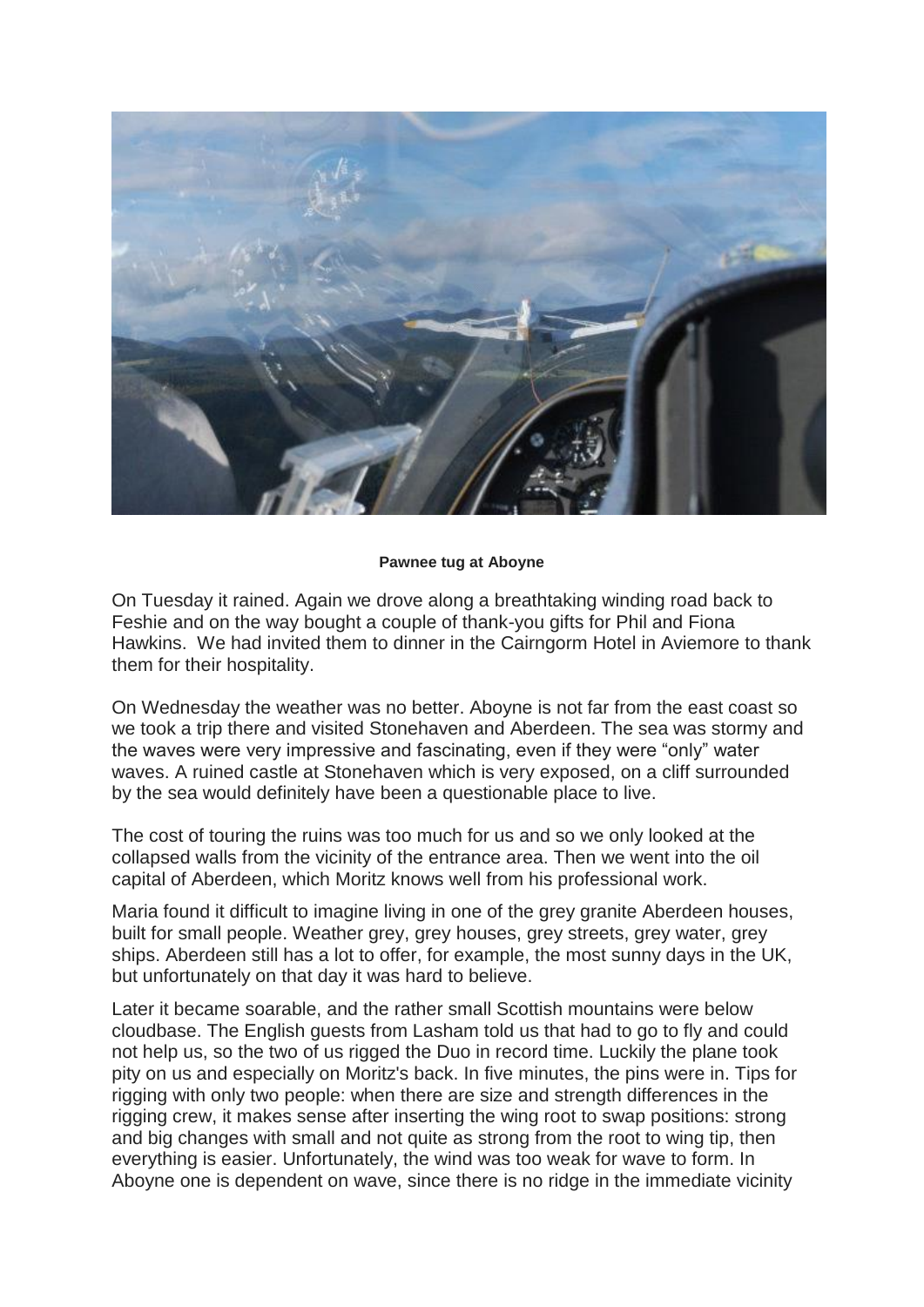**Pawnee tug at Aboyne**

On Tuesday it rained. Again we drove along a breathtaking winding road back to Feshie and on the way bought a couple of thank-you gifts for Phil and Fiona Hawkins. We had invited them to dinner in the Cairngorm Hotel in Aviemore to thank them for their hospitality.

On Wednesday the weather was no better. Aboyne is not far from the east coast so we took a trip there and visited Stonehaven and Aberdeen. The sea was stormy and the waves were very impressive and fascinating, even if they were "only" water waves. A ruined castle at Stonehaven which is very exposed, on a cliff surrounded by the sea would definitely have been a questionable place to live.

The cost of touring the ruins was too much for us and so we only looked at the collapsed walls from the vicinity of the entrance area. Then we went into the oil capital of Aberdeen, which Moritz knows well from his professional work.

Maria found it difficult to imagine living in one of the grey granite Aberdeen houses, built for small people. Weather grey, grey houses, grey streets, grey water, grey ships. Aberdeen still has a lot to offer, for example, the most sunny days in the UK, but unfortunately on that day it was hard to believe.

Later it became soarable, and the rather small Scottish mountains were below cloudbase. The English guests from Lasham told us that had to go to fly and could not help us, so the two of us rigged the Duo in record time. Luckily the plane took pity on us and especially on Moritz's back. In five minutes, the pins were in. Tips for rigging with only two people: when there are size and strength differences in the rigging crew, it makes sense after inserting the wing root to swap positions: strong and big changes with small and not quite as strong from the root to wing tip, then everything is easier. Unfortunately, the wind was too weak for wave to form. In Aboyne one is dependent on wave, since there is no ridge in the immediate vicinity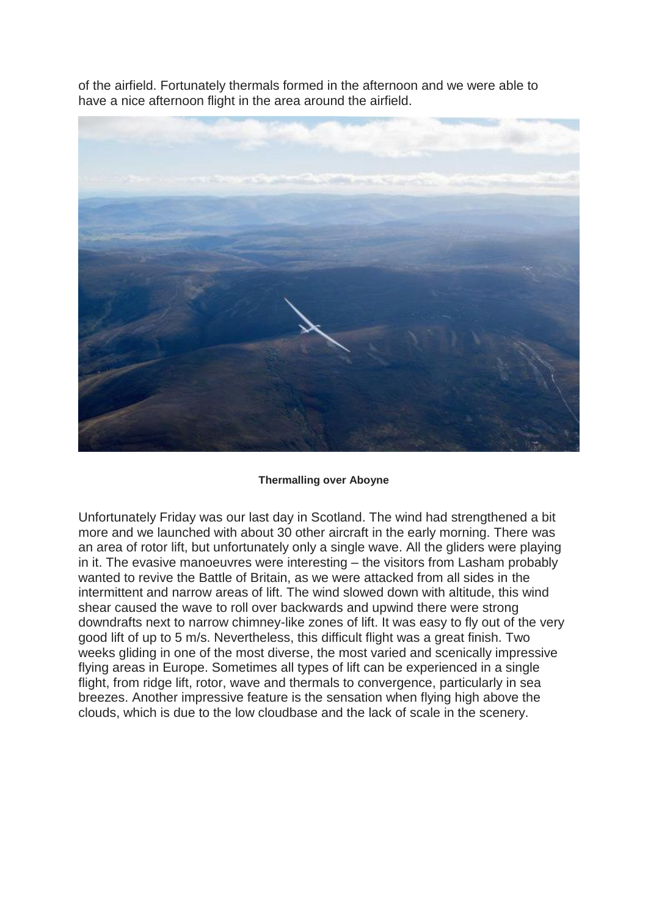of the airfield. Fortunately thermals formed in the afternoon and we were able to have a nice afternoon flight in the area around the airfield.

**Thermalling over Aboyne**

Unfortunately Friday was our last day in Scotland. The wind had strengthened a bit more and we launched with about 30 other aircraft in the early morning. There was an area of rotor lift, but unfortunately only a single wave. All the gliders were playing in it. The evasive manoeuvres were interesting – the visitors from Lasham probably wanted to revive the Battle of Britain, as we were attacked from all sides in the intermittent and narrow areas of lift. The wind slowed down with altitude, this wind shear caused the wave to roll over backwards and upwind there were strong downdrafts next to narrow chimney-like zones of lift. It was easy to fly out of the very good lift of up to 5 m/s. Nevertheless, this difficult flight was a great finish. Two weeks gliding in one of the most diverse, the most varied and scenically impressive flying areas in Europe. Sometimes all types of lift can be experienced in a single flight, from ridge lift, rotor, wave and thermals to convergence, particularly in sea breezes. Another impressive feature is the sensation when flying high above the clouds, which is due to the low cloudbase and the lack of scale in the scenery.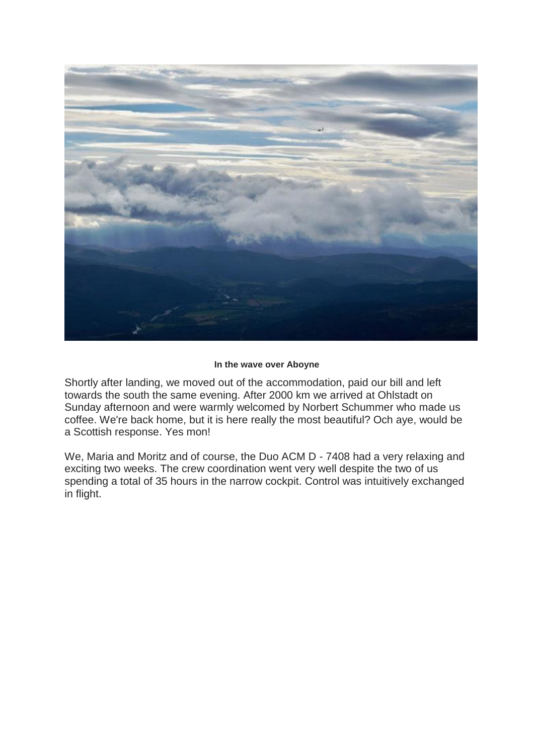**In the wave over Aboyne**

Shortly after landing, we moved out of the accommodation, paid our bill and left towards the south the same evening. After 2000 km we arrived at Ohlstadt on Sunday afternoon and were warmly welcomed by Norbert Schummer who made us coffee. We're back home, but it is here really the most beautiful? Och aye, would be a Scottish response. Yes mon!

We, Maria and Moritz and of course, the Duo ACM D - 7408 had a very relaxing and exciting two weeks. The crew coordination went very well despite the two of us spending a total of 35 hours in the narrow cockpit. Control was intuitively exchanged in flight.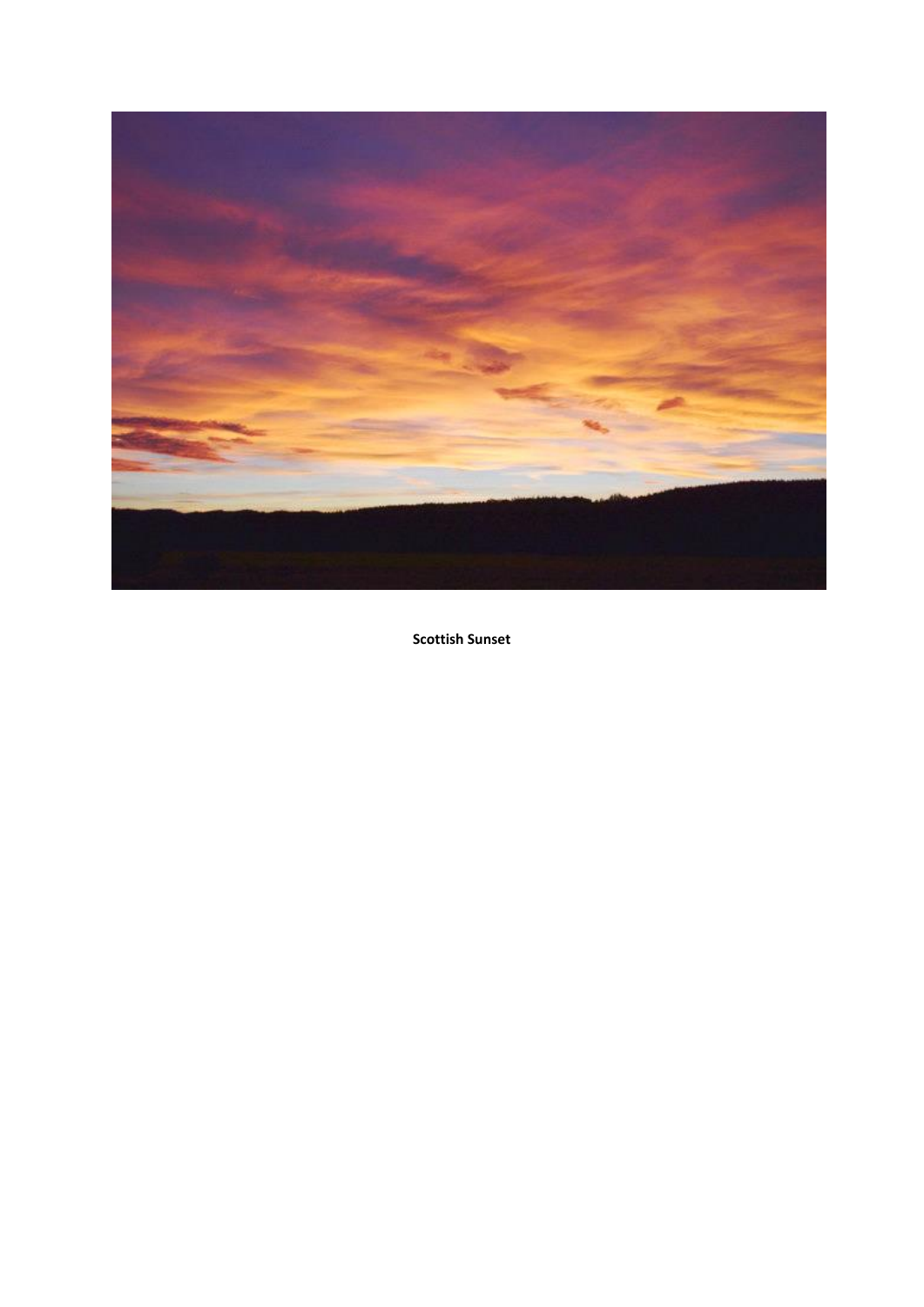**Scottish Sunset**